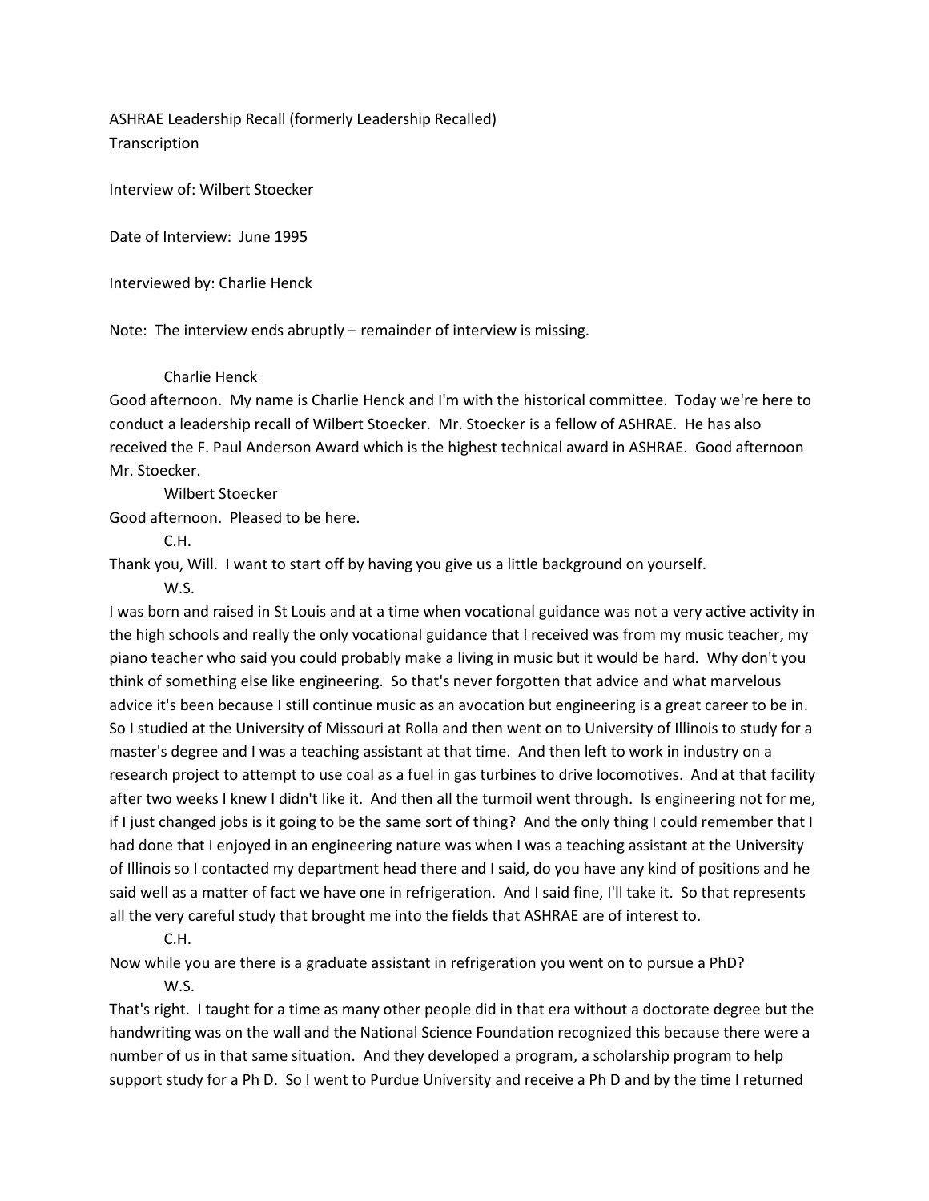ASHRAE Leadership Recall (formerly Leadership Recalled)
Transcription

Interview of: Wilbert Stoecker

Date of Interview: June 1995

Interviewed by: Charlie Henck

Note: The interview ends abruptly – remainder of interview is missing.

Charlie Henck

Good afternoon. My name is Charlie Henck and I'm with the historical committee. Today we're here to conduct a leadership recall of Wilbert Stoecker. Mr. Stoecker is a fellow of ASHRAE. He has also received the F. Paul Anderson Award which is the highest technical award in ASHRAE. Good afternoon Mr. Stoecker.

Wilbert Stoecker

Good afternoon. Pleased to be here.

C.H.

Thank you, Will. I want to start off by having you give us a little background on yourself.

W.S.

I was born and raised in St Louis and at a time when vocational guidance was not a very active activity in the high schools and really the only vocational guidance that I received was from my music teacher, my piano teacher who said you could probably make a living in music but it would be hard. Why don't you think of something else like engineering. So that's never forgotten that advice and what marvelous advice it's been because I still continue music as an avocation but engineering is a great career to be in. So I studied at the University of Missouri at Rolla and then went on to University of Illinois to study for a master's degree and I was a teaching assistant at that time. And then left to work in industry on a research project to attempt to use coal as a fuel in gas turbines to drive locomotives. And at that facility after two weeks I knew I didn't like it. And then all the turmoil went through. Is engineering not for me, if I just changed jobs is it going to be the same sort of thing? And the only thing I could remember that I had done that I enjoyed in an engineering nature was when I was a teaching assistant at the University of Illinois so I contacted my department head there and I said, do you have any kind of positions and he said well as a matter of fact we have one in refrigeration. And I said fine, I'll take it. So that represents all the very careful study that brought me into the fields that ASHRAE are of interest to.

C.H.

Now while you are there is a graduate assistant in refrigeration you went on to pursue a PhD?

W.S.

That's right. I taught for a time as many other people did in that era without a doctorate degree but the handwriting was on the wall and the National Science Foundation recognized this because there were a number of us in that same situation. And they developed a program, a scholarship program to help support study for a Ph D. So I went to Purdue University and receive a Ph D and by the time I returned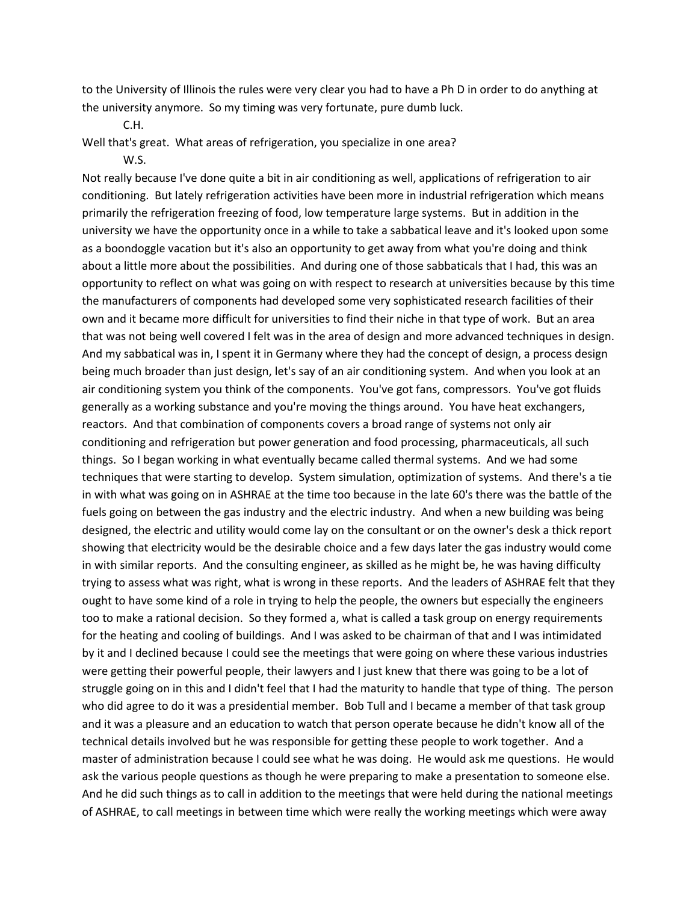to the University of Illinois the rules were very clear you had to have a Ph D in order to do anything at the university anymore. So my timing was very fortunate, pure dumb luck.

C.H.

Well that's great. What areas of refrigeration, you specialize in one area?

W.S.

Not really because I've done quite a bit in air conditioning as well, applications of refrigeration to air conditioning. But lately refrigeration activities have been more in industrial refrigeration which means primarily the refrigeration freezing of food, low temperature large systems. But in addition in the university we have the opportunity once in a while to take a sabbatical leave and it's looked upon some as a boondoggle vacation but it's also an opportunity to get away from what you're doing and think about a little more about the possibilities. And during one of those sabbaticals that I had, this was an opportunity to reflect on what was going on with respect to research at universities because by this time the manufacturers of components had developed some very sophisticated research facilities of their own and it became more difficult for universities to find their niche in that type of work. But an area that was not being well covered I felt was in the area of design and more advanced techniques in design. And my sabbatical was in, I spent it in Germany where they had the concept of design, a process design being much broader than just design, let's say of an air conditioning system. And when you look at an air conditioning system you think of the components. You've got fans, compressors. You've got fluids generally as a working substance and you're moving the things around. You have heat exchangers, reactors. And that combination of components covers a broad range of systems not only air conditioning and refrigeration but power generation and food processing, pharmaceuticals, all such things. So I began working in what eventually became called thermal systems. And we had some techniques that were starting to develop. System simulation, optimization of systems. And there's a tie in with what was going on in ASHRAE at the time too because in the late 60's there was the battle of the fuels going on between the gas industry and the electric industry. And when a new building was being designed, the electric and utility would come lay on the consultant or on the owner's desk a thick report showing that electricity would be the desirable choice and a few days later the gas industry would come in with similar reports. And the consulting engineer, as skilled as he might be, he was having difficulty trying to assess what was right, what is wrong in these reports. And the leaders of ASHRAE felt that they ought to have some kind of a role in trying to help the people, the owners but especially the engineers too to make a rational decision. So they formed a, what is called a task group on energy requirements for the heating and cooling of buildings. And I was asked to be chairman of that and I was intimidated by it and I declined because I could see the meetings that were going on where these various industries were getting their powerful people, their lawyers and I just knew that there was going to be a lot of struggle going on in this and I didn't feel that I had the maturity to handle that type of thing. The person who did agree to do it was a presidential member. Bob Tull and I became a member of that task group and it was a pleasure and an education to watch that person operate because he didn't know all of the technical details involved but he was responsible for getting these people to work together. And a master of administration because I could see what he was doing. He would ask me questions. He would ask the various people questions as though he were preparing to make a presentation to someone else. And he did such things as to call in addition to the meetings that were held during the national meetings of ASHRAE, to call meetings in between time which were really the working meetings which were away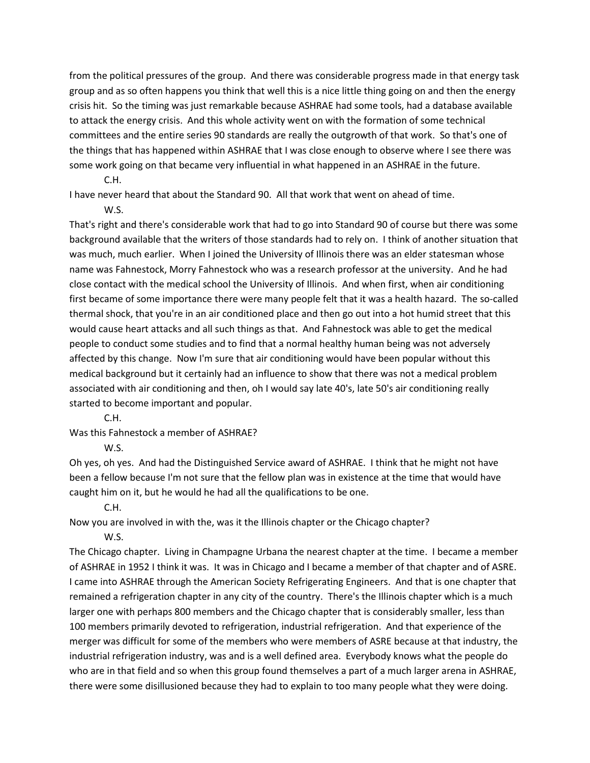from the political pressures of the group. And there was considerable progress made in that energy task group and as so often happens you think that well this is a nice little thing going on and then the energy crisis hit. So the timing was just remarkable because ASHRAE had some tools, had a database available to attack the energy crisis. And this whole activity went on with the formation of some technical committees and the entire series 90 standards are really the outgrowth of that work. So that's one of the things that has happened within ASHRAE that I was close enough to observe where I see there was some work going on that became very influential in what happened in an ASHRAE in the future.

C.H.

I have never heard that about the Standard 90. All that work that went on ahead of time.

W.S.

That's right and there's considerable work that had to go into Standard 90 of course but there was some background available that the writers of those standards had to rely on. I think of another situation that was much, much earlier. When I joined the University of Illinois there was an elder statesman whose name was Fahnestock, Morry Fahnestock who was a research professor at the university. And he had close contact with the medical school the University of Illinois. And when first, when air conditioning first became of some importance there were many people felt that it was a health hazard. The so-called thermal shock, that you're in an air conditioned place and then go out into a hot humid street that this would cause heart attacks and all such things as that. And Fahnestock was able to get the medical people to conduct some studies and to find that a normal healthy human being was not adversely affected by this change. Now I'm sure that air conditioning would have been popular without this medical background but it certainly had an influence to show that there was not a medical problem associated with air conditioning and then, oh I would say late 40's, late 50's air conditioning really started to become important and popular.

C.H.

Was this Fahnestock a member of ASHRAE?

W.S.

Oh yes, oh yes. And had the Distinguished Service award of ASHRAE. I think that he might not have been a fellow because I'm not sure that the fellow plan was in existence at the time that would have caught him on it, but he would he had all the qualifications to be one.

C.H.

Now you are involved in with the, was it the Illinois chapter or the Chicago chapter?

W.S.

The Chicago chapter. Living in Champagne Urbana the nearest chapter at the time. I became a member of ASHRAE in 1952 I think it was. It was in Chicago and I became a member of that chapter and of ASRE. I came into ASHRAE through the American Society Refrigerating Engineers. And that is one chapter that remained a refrigeration chapter in any city of the country. There's the Illinois chapter which is a much larger one with perhaps 800 members and the Chicago chapter that is considerably smaller, less than 100 members primarily devoted to refrigeration, industrial refrigeration. And that experience of the merger was difficult for some of the members who were members of ASRE because at that industry, the industrial refrigeration industry, was and is a well defined area. Everybody knows what the people do who are in that field and so when this group found themselves a part of a much larger arena in ASHRAE, there were some disillusioned because they had to explain to too many people what they were doing.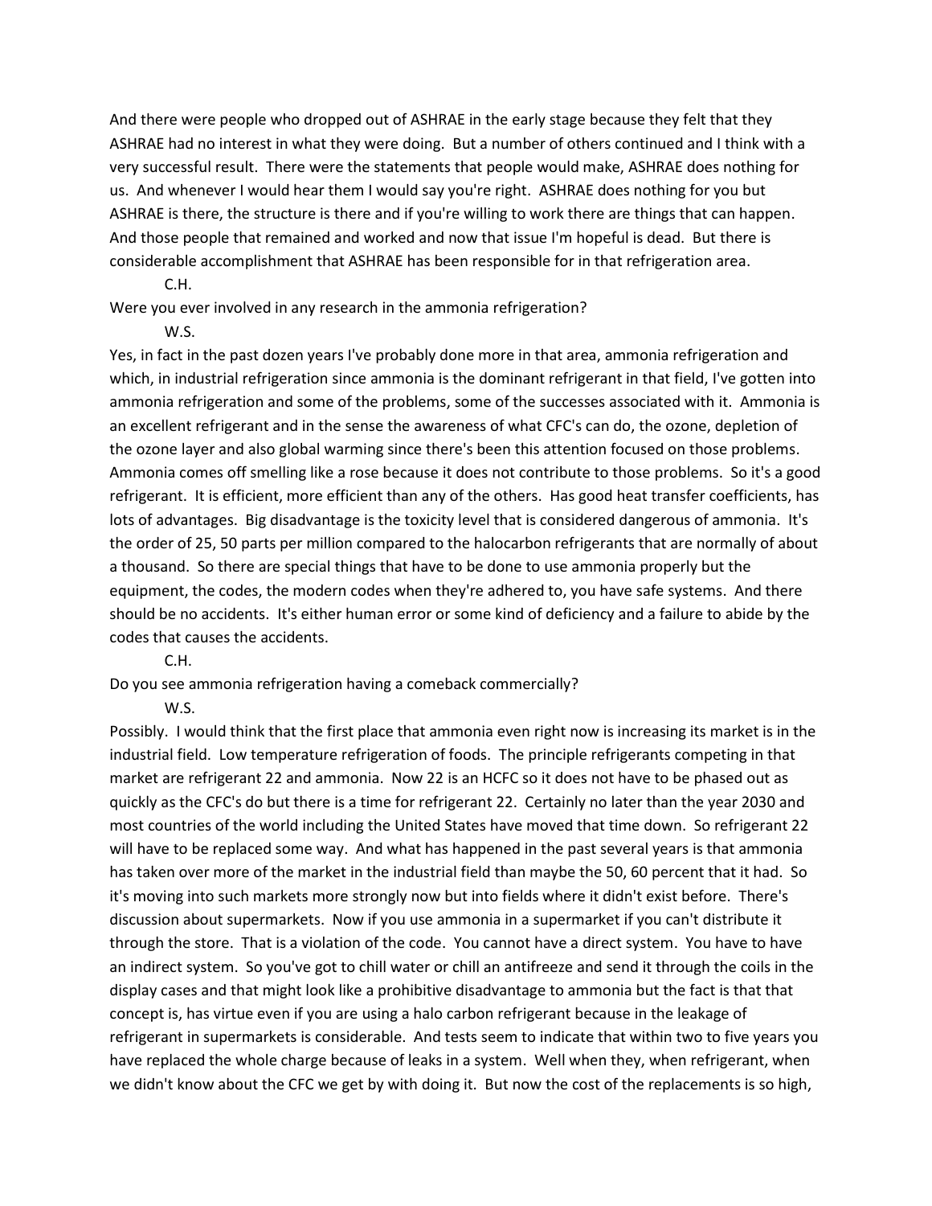And there were people who dropped out of ASHRAE in the early stage because they felt that they ASHRAE had no interest in what they were doing. But a number of others continued and I think with a very successful result. There were the statements that people would make, ASHRAE does nothing for us. And whenever I would hear them I would say you're right. ASHRAE does nothing for you but ASHRAE is there, the structure is there and if you're willing to work there are things that can happen. And those people that remained and worked and now that issue I'm hopeful is dead. But there is considerable accomplishment that ASHRAE has been responsible for in that refrigeration area.

C.H.

Were you ever involved in any research in the ammonia refrigeration?

W.S.

Yes, in fact in the past dozen years I've probably done more in that area, ammonia refrigeration and which, in industrial refrigeration since ammonia is the dominant refrigerant in that field, I've gotten into ammonia refrigeration and some of the problems, some of the successes associated with it. Ammonia is an excellent refrigerant and in the sense the awareness of what CFC's can do, the ozone, depletion of the ozone layer and also global warming since there's been this attention focused on those problems. Ammonia comes off smelling like a rose because it does not contribute to those problems. So it's a good refrigerant. It is efficient, more efficient than any of the others. Has good heat transfer coefficients, has lots of advantages. Big disadvantage is the toxicity level that is considered dangerous of ammonia. It's the order of 25, 50 parts per million compared to the halocarbon refrigerants that are normally of about a thousand. So there are special things that have to be done to use ammonia properly but the equipment, the codes, the modern codes when they're adhered to, you have safe systems. And there should be no accidents. It's either human error or some kind of deficiency and a failure to abide by the codes that causes the accidents.

C.H.

Do you see ammonia refrigeration having a comeback commercially?

W.S.

Possibly. I would think that the first place that ammonia even right now is increasing its market is in the industrial field. Low temperature refrigeration of foods. The principle refrigerants competing in that market are refrigerant 22 and ammonia. Now 22 is an HCFC so it does not have to be phased out as quickly as the CFC's do but there is a time for refrigerant 22. Certainly no later than the year 2030 and most countries of the world including the United States have moved that time down. So refrigerant 22 will have to be replaced some way. And what has happened in the past several years is that ammonia has taken over more of the market in the industrial field than maybe the 50, 60 percent that it had. So it's moving into such markets more strongly now but into fields where it didn't exist before. There's discussion about supermarkets. Now if you use ammonia in a supermarket if you can't distribute it through the store. That is a violation of the code. You cannot have a direct system. You have to have an indirect system. So you've got to chill water or chill an antifreeze and send it through the coils in the display cases and that might look like a prohibitive disadvantage to ammonia but the fact is that that concept is, has virtue even if you are using a halo carbon refrigerant because in the leakage of refrigerant in supermarkets is considerable. And tests seem to indicate that within two to five years you have replaced the whole charge because of leaks in a system. Well when they, when refrigerant, when we didn't know about the CFC we get by with doing it. But now the cost of the replacements is so high,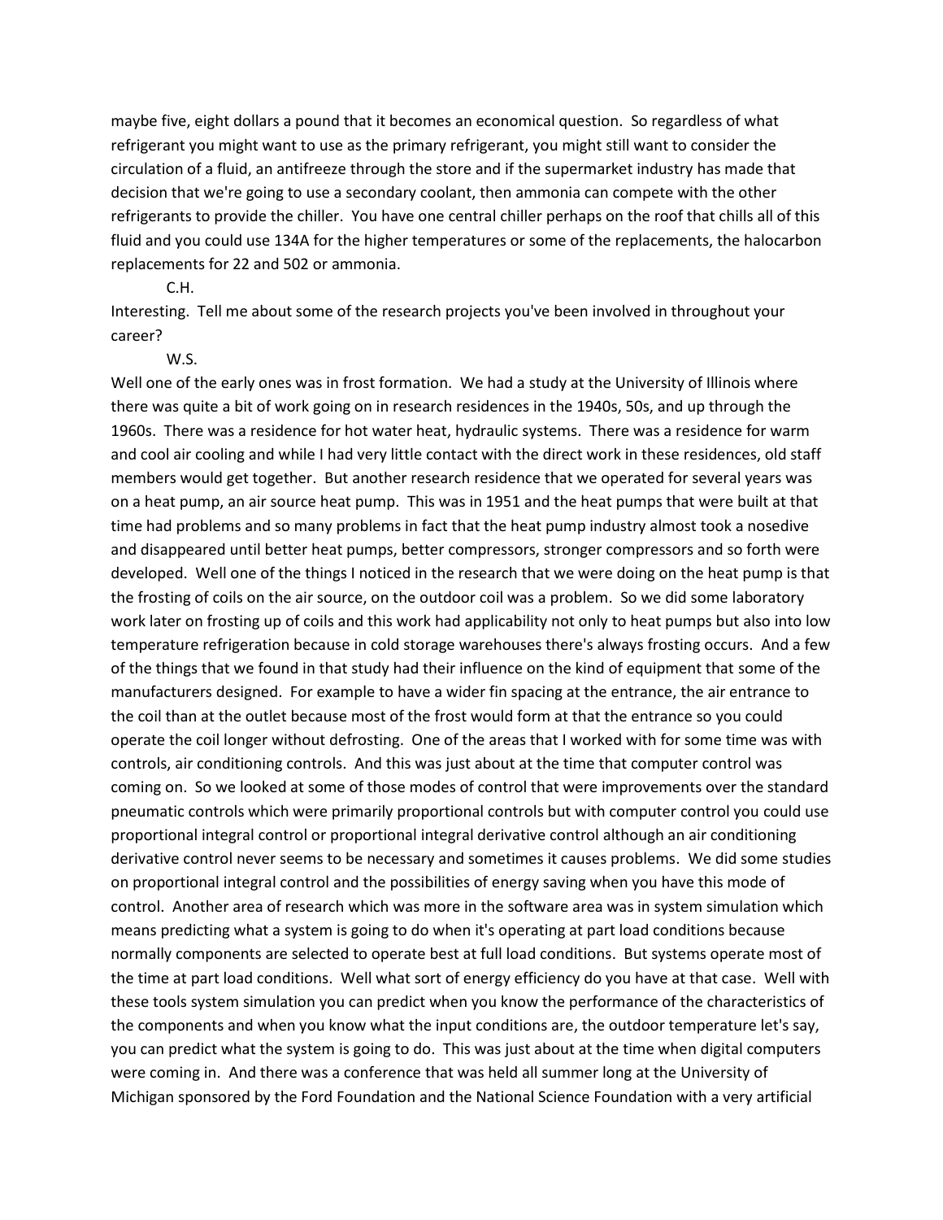maybe five, eight dollars a pound that it becomes an economical question. So regardless of what refrigerant you might want to use as the primary refrigerant, you might still want to consider the circulation of a fluid, an antifreeze through the store and if the supermarket industry has made that decision that we're going to use a secondary coolant, then ammonia can compete with the other refrigerants to provide the chiller. You have one central chiller perhaps on the roof that chills all of this fluid and you could use 134A for the higher temperatures or some of the replacements, the halocarbon replacements for 22 and 502 or ammonia.

C.H.

Interesting. Tell me about some of the research projects you've been involved in throughout your career?

W.S.

Well one of the early ones was in frost formation. We had a study at the University of Illinois where there was quite a bit of work going on in research residences in the 1940s, 50s, and up through the 1960s. There was a residence for hot water heat, hydraulic systems. There was a residence for warm and cool air cooling and while I had very little contact with the direct work in these residences, old staff members would get together. But another research residence that we operated for several years was on a heat pump, an air source heat pump. This was in 1951 and the heat pumps that were built at that time had problems and so many problems in fact that the heat pump industry almost took a nosedive and disappeared until better heat pumps, better compressors, stronger compressors and so forth were developed. Well one of the things I noticed in the research that we were doing on the heat pump is that the frosting of coils on the air source, on the outdoor coil was a problem. So we did some laboratory work later on frosting up of coils and this work had applicability not only to heat pumps but also into low temperature refrigeration because in cold storage warehouses there's always frosting occurs. And a few of the things that we found in that study had their influence on the kind of equipment that some of the manufacturers designed. For example to have a wider fin spacing at the entrance, the air entrance to the coil than at the outlet because most of the frost would form at that the entrance so you could operate the coil longer without defrosting. One of the areas that I worked with for some time was with controls, air conditioning controls. And this was just about at the time that computer control was coming on. So we looked at some of those modes of control that were improvements over the standard pneumatic controls which were primarily proportional controls but with computer control you could use proportional integral control or proportional integral derivative control although an air conditioning derivative control never seems to be necessary and sometimes it causes problems. We did some studies on proportional integral control and the possibilities of energy saving when you have this mode of control. Another area of research which was more in the software area was in system simulation which means predicting what a system is going to do when it's operating at part load conditions because normally components are selected to operate best at full load conditions. But systems operate most of the time at part load conditions. Well what sort of energy efficiency do you have at that case. Well with these tools system simulation you can predict when you know the performance of the characteristics of the components and when you know what the input conditions are, the outdoor temperature let's say, you can predict what the system is going to do. This was just about at the time when digital computers were coming in. And there was a conference that was held all summer long at the University of Michigan sponsored by the Ford Foundation and the National Science Foundation with a very artificial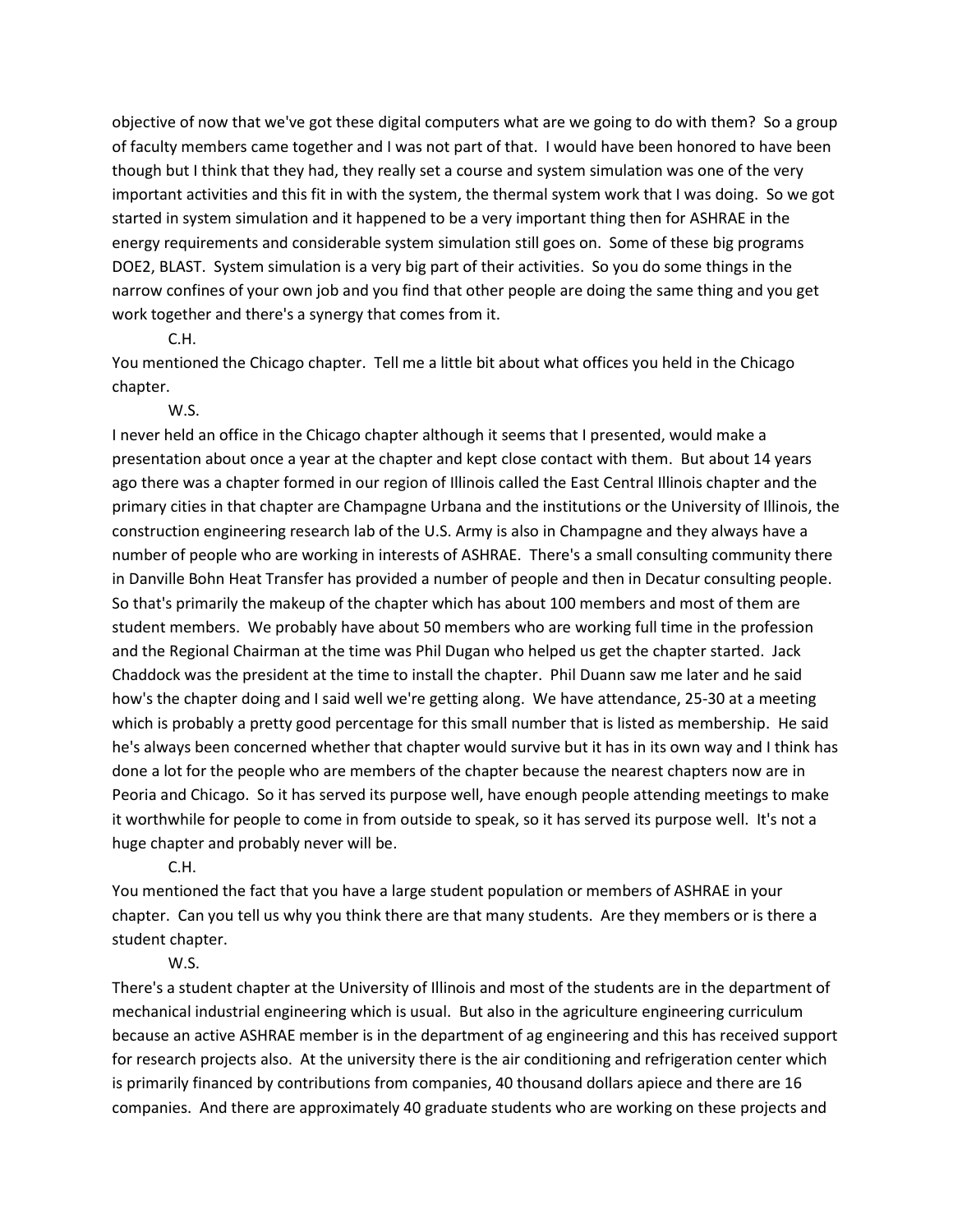objective of now that we've got these digital computers what are we going to do with them? So a group of faculty members came together and I was not part of that. I would have been honored to have been though but I think that they had, they really set a course and system simulation was one of the very important activities and this fit in with the system, the thermal system work that I was doing. So we got started in system simulation and it happened to be a very important thing then for ASHRAE in the energy requirements and considerable system simulation still goes on. Some of these big programs DOE2, BLAST. System simulation is a very big part of their activities. So you do some things in the narrow confines of your own job and you find that other people are doing the same thing and you get work together and there's a synergy that comes from it.

C.H.

You mentioned the Chicago chapter. Tell me a little bit about what offices you held in the Chicago chapter.

W.S.

I never held an office in the Chicago chapter although it seems that I presented, would make a presentation about once a year at the chapter and kept close contact with them. But about 14 years ago there was a chapter formed in our region of Illinois called the East Central Illinois chapter and the primary cities in that chapter are Champagne Urbana and the institutions or the University of Illinois, the construction engineering research lab of the U.S. Army is also in Champagne and they always have a number of people who are working in interests of ASHRAE. There's a small consulting community there in Danville Bohn Heat Transfer has provided a number of people and then in Decatur consulting people. So that's primarily the makeup of the chapter which has about 100 members and most of them are student members. We probably have about 50 members who are working full time in the profession and the Regional Chairman at the time was Phil Dugan who helped us get the chapter started. Jack Chaddock was the president at the time to install the chapter. Phil Duann saw me later and he said how's the chapter doing and I said well we're getting along. We have attendance, 25-30 at a meeting which is probably a pretty good percentage for this small number that is listed as membership. He said he's always been concerned whether that chapter would survive but it has in its own way and I think has done a lot for the people who are members of the chapter because the nearest chapters now are in Peoria and Chicago. So it has served its purpose well, have enough people attending meetings to make it worthwhile for people to come in from outside to speak, so it has served its purpose well. It's not a huge chapter and probably never will be.

C.H.

You mentioned the fact that you have a large student population or members of ASHRAE in your chapter. Can you tell us why you think there are that many students. Are they members or is there a student chapter.

W.S.

There's a student chapter at the University of Illinois and most of the students are in the department of mechanical industrial engineering which is usual. But also in the agriculture engineering curriculum because an active ASHRAE member is in the department of ag engineering and this has received support for research projects also. At the university there is the air conditioning and refrigeration center which is primarily financed by contributions from companies, 40 thousand dollars apiece and there are 16 companies. And there are approximately 40 graduate students who are working on these projects and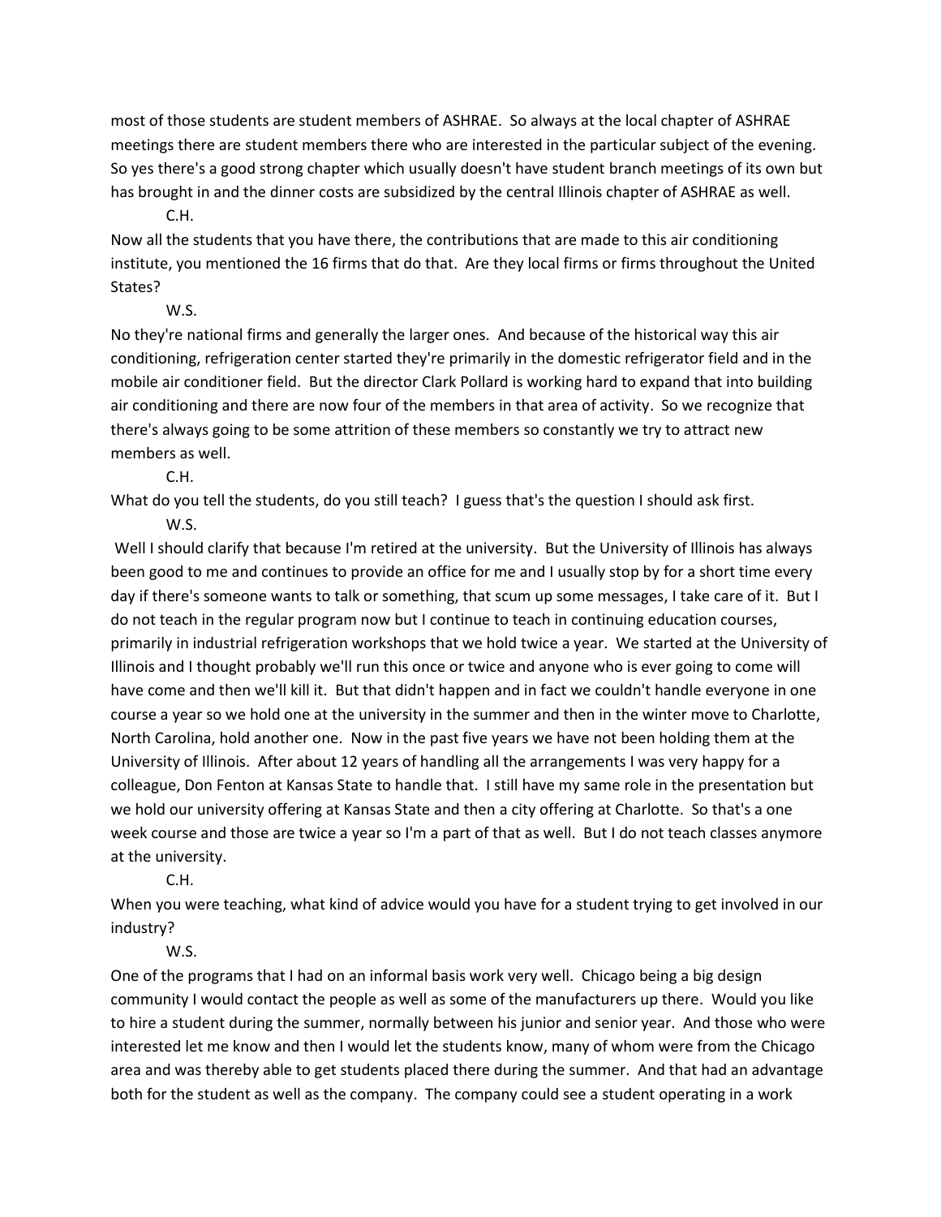most of those students are student members of ASHRAE. So always at the local chapter of ASHRAE meetings there are student members there who are interested in the particular subject of the evening. So yes there's a good strong chapter which usually doesn't have student branch meetings of its own but has brought in and the dinner costs are subsidized by the central Illinois chapter of ASHRAE as well.

C.H.

Now all the students that you have there, the contributions that are made to this air conditioning institute, you mentioned the 16 firms that do that. Are they local firms or firms throughout the United States?

W.S.

No they're national firms and generally the larger ones. And because of the historical way this air conditioning, refrigeration center started they're primarily in the domestic refrigerator field and in the mobile air conditioner field. But the director Clark Pollard is working hard to expand that into building air conditioning and there are now four of the members in that area of activity. So we recognize that there's always going to be some attrition of these members so constantly we try to attract new members as well.

C.H.

What do you tell the students, do you still teach? I guess that's the question I should ask first.

W.S.

Well I should clarify that because I'm retired at the university. But the University of Illinois has always been good to me and continues to provide an office for me and I usually stop by for a short time every day if there's someone wants to talk or something, that scum up some messages, I take care of it. But I do not teach in the regular program now but I continue to teach in continuing education courses, primarily in industrial refrigeration workshops that we hold twice a year. We started at the University of Illinois and I thought probably we'll run this once or twice and anyone who is ever going to come will have come and then we'll kill it. But that didn't happen and in fact we couldn't handle everyone in one course a year so we hold one at the university in the summer and then in the winter move to Charlotte, North Carolina, hold another one. Now in the past five years we have not been holding them at the University of Illinois. After about 12 years of handling all the arrangements I was very happy for a colleague, Don Fenton at Kansas State to handle that. I still have my same role in the presentation but we hold our university offering at Kansas State and then a city offering at Charlotte. So that's a one week course and those are twice a year so I'm a part of that as well. But I do not teach classes anymore at the university.

C.H.

When you were teaching, what kind of advice would you have for a student trying to get involved in our industry?

W.S.

One of the programs that I had on an informal basis work very well. Chicago being a big design community I would contact the people as well as some of the manufacturers up there. Would you like to hire a student during the summer, normally between his junior and senior year. And those who were interested let me know and then I would let the students know, many of whom were from the Chicago area and was thereby able to get students placed there during the summer. And that had an advantage both for the student as well as the company. The company could see a student operating in a work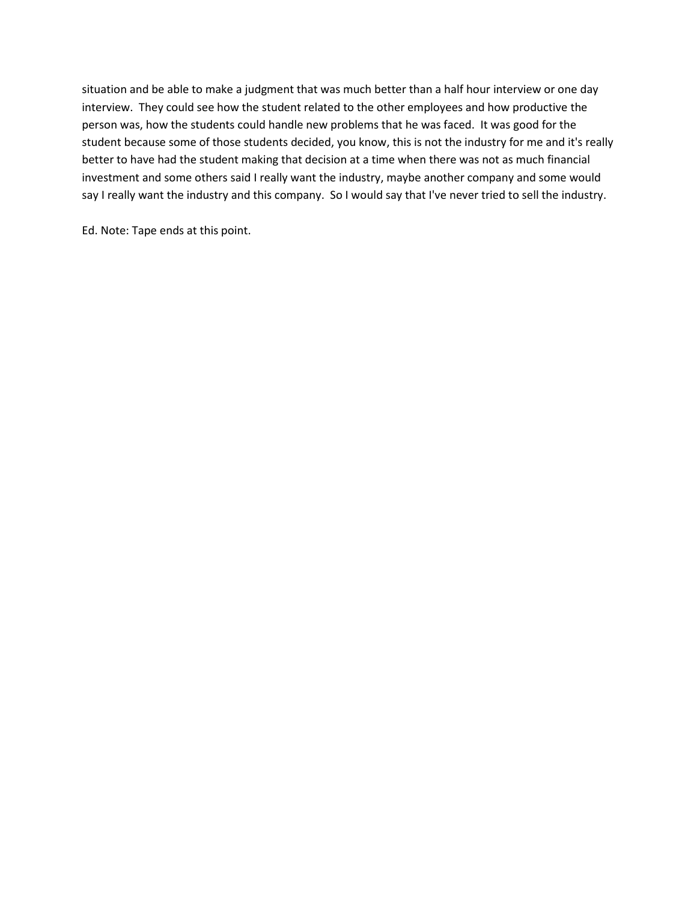situation and be able to make a judgment that was much better than a half hour interview or one day interview. They could see how the student related to the other employees and how productive the person was, how the students could handle new problems that he was faced. It was good for the student because some of those students decided, you know, this is not the industry for me and it's really better to have had the student making that decision at a time when there was not as much financial investment and some others said I really want the industry, maybe another company and some would say I really want the industry and this company. So I would say that I've never tried to sell the industry.

Ed. Note: Tape ends at this point.